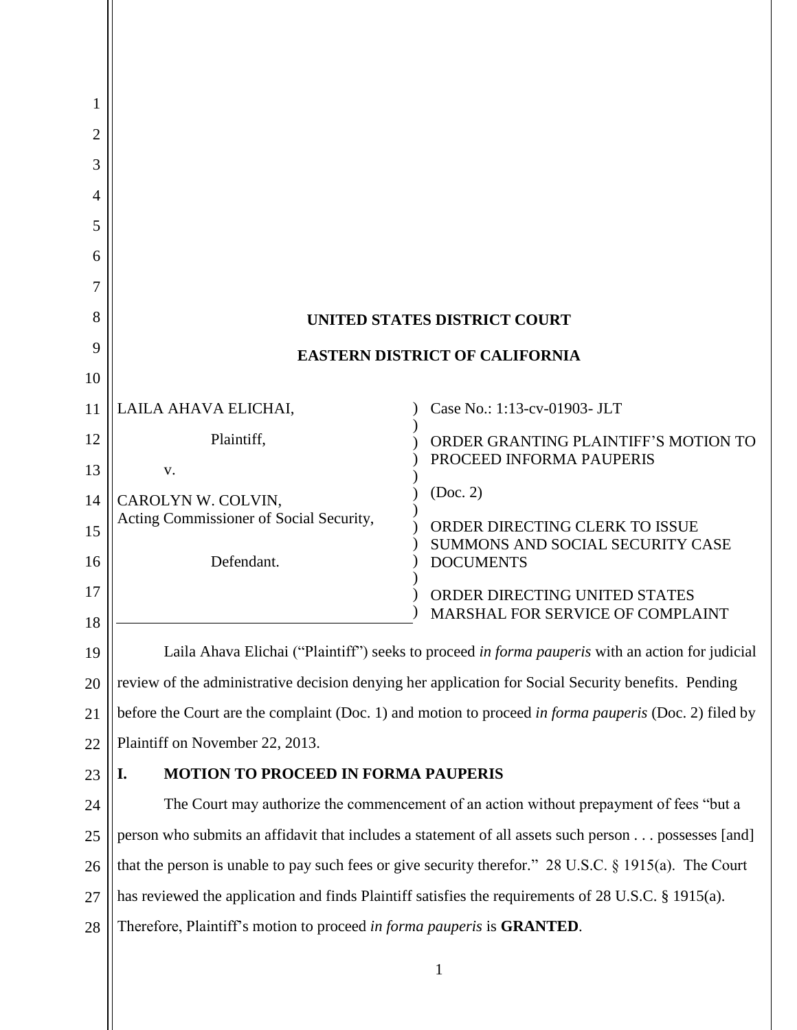# UNITED STATES DISTRICT COURT

# EASTERN DISTRICT OF CALIFORNIA

| | |
|---|---|
| LAILA AHAVA ELICHAI,<br><br>Plaintiff,<br><br>v.<br><br>CAROLYN W. COLVIN,<br>Acting Commissioner of Social Security,<br><br>Defendant. | Case No.: 1:13-cv-01903- JLT<br><br>ORDER GRANTING PLAINTIFF'S MOTION TO PROCEED INFORMA PAUPERIS<br><br>(Doc. 2)<br><br>ORDER DIRECTING CLERK TO ISSUE SUMMONS AND SOCIAL SECURITY CASE DOCUMENTS<br><br>ORDER DIRECTING UNITED STATES MARSHAL FOR SERVICE OF COMPLAINT |

Laila Ahava Elichai ("Plaintiff") seeks to proceed *in forma pauperis* with an action for judicial review of the administrative decision denying her application for Social Security benefits. Pending before the Court are the complaint (Doc. 1) and motion to proceed *in forma pauperis* (Doc. 2) filed by Plaintiff on November 22, 2013.

## I. MOTION TO PROCEED IN FORMA PAUPERIS

The Court may authorize the commencement of an action without prepayment of fees "but a person who submits an affidavit that includes a statement of all assets such person . . . possesses [and] that the person is unable to pay such fees or give security therefor." 28 U.S.C. § 1915(a). The Court has reviewed the application and finds Plaintiff satisfies the requirements of 28 U.S.C. § 1915(a). Therefore, Plaintiff's motion to proceed *in forma pauperis* is **GRANTED**.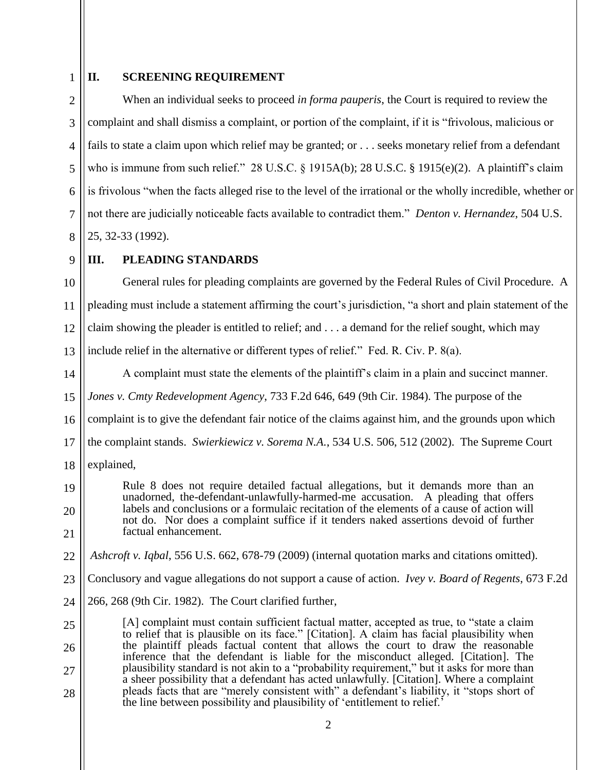## II. SCREENING REQUIREMENT

When an individual seeks to proceed *in forma pauperis*, the Court is required to review the complaint and shall dismiss a complaint, or portion of the complaint, if it is "frivolous, malicious or fails to state a claim upon which relief may be granted; or . . . seeks monetary relief from a defendant who is immune from such relief." 28 U.S.C. § 1915A(b); 28 U.S.C. § 1915(e)(2). A plaintiff's claim is frivolous "when the facts alleged rise to the level of the irrational or the wholly incredible, whether or not there are judicially noticeable facts available to contradict them." *Denton v. Hernandez*, 504 U.S. 25, 32-33 (1992).

## III. PLEADING STANDARDS

General rules for pleading complaints are governed by the Federal Rules of Civil Procedure. A pleading must include a statement affirming the court's jurisdiction, "a short and plain statement of the claim showing the pleader is entitled to relief; and . . . a demand for the relief sought, which may include relief in the alternative or different types of relief." Fed. R. Civ. P. 8(a).

A complaint must state the elements of the plaintiff's claim in a plain and succinct manner. *Jones v. Cmty Redevelopment Agency*, 733 F.2d 646, 649 (9th Cir. 1984). The purpose of the complaint is to give the defendant fair notice of the claims against him, and the grounds upon which the complaint stands. *Swierkiewicz v. Sorema N.A.*, 534 U.S. 506, 512 (2002). The Supreme Court explained,

> Rule 8 does not require detailed factual allegations, but it demands more than an unadorned, the-defendant-unlawfully-harmed-me accusation. A pleading that offers labels and conclusions or a formulaic recitation of the elements of a cause of action will not do. Nor does a complaint suffice if it tenders naked assertions devoid of further factual enhancement.

*Ashcroft v. Iqbal*, 556 U.S. 662, 678-79 (2009) (internal quotation marks and citations omitted). Conclusory and vague allegations do not support a cause of action. *Ivey v. Board of Regents*, 673 F.2d 266, 268 (9th Cir. 1982). The Court clarified further,

> [A] complaint must contain sufficient factual matter, accepted as true, to "state a claim to relief that is plausible on its face." [Citation]. A claim has facial plausibility when the plaintiff pleads factual content that allows the court to draw the reasonable inference that the defendant is liable for the misconduct alleged. [Citation]. The plausibility standard is not akin to a "probability requirement," but it asks for more than a sheer possibility that a defendant has acted unlawfully. [Citation]. Where a complaint pleads facts that are "merely consistent with" a defendant's liability, it "stops short of the line between possibility and plausibility of 'entitlement to relief.'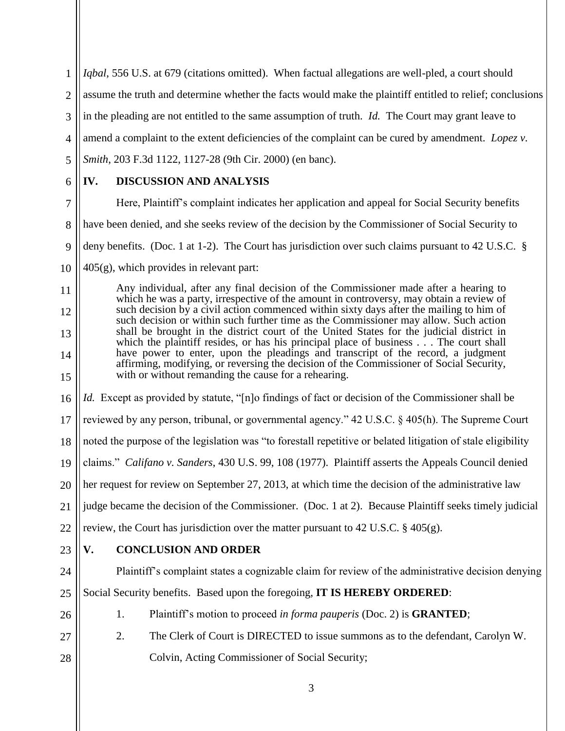*Iqbal*, 556 U.S. at 679 (citations omitted). When factual allegations are well-pled, a court should assume the truth and determine whether the facts would make the plaintiff entitled to relief; conclusions in the pleading are not entitled to the same assumption of truth. *Id.* The Court may grant leave to amend a complaint to the extent deficiencies of the complaint can be cured by amendment. *Lopez v. Smith*, 203 F.3d 1122, 1127-28 (9th Cir. 2000) (en banc).

## IV. DISCUSSION AND ANALYSIS

Here, Plaintiff's complaint indicates her application and appeal for Social Security benefits have been denied, and she seeks review of the decision by the Commissioner of Social Security to deny benefits. (Doc. 1 at 1-2). The Court has jurisdiction over such claims pursuant to 42 U.S.C. § 405(g), which provides in relevant part:

> Any individual, after any final decision of the Commissioner made after a hearing to which he was a party, irrespective of the amount in controversy, may obtain a review of such decision by a civil action commenced within sixty days after the mailing to him of such decision or within such further time as the Commissioner may allow. Such action shall be brought in the district court of the United States for the judicial district in which the plaintiff resides, or has his principal place of business . . . The court shall have power to enter, upon the pleadings and transcript of the record, a judgment affirming, modifying, or reversing the decision of the Commissioner of Social Security, with or without remanding the cause for a rehearing.

*Id.* Except as provided by statute, "[n]o findings of fact or decision of the Commissioner shall be reviewed by any person, tribunal, or governmental agency." 42 U.S.C. § 405(h). The Supreme Court noted the purpose of the legislation was "to forestall repetitive or belated litigation of stale eligibility claims." *Califano v. Sanders*, 430 U.S. 99, 108 (1977). Plaintiff asserts the Appeals Council denied her request for review on September 27, 2013, at which time the decision of the administrative law judge became the decision of the Commissioner. (Doc. 1 at 2). Because Plaintiff seeks timely judicial review, the Court has jurisdiction over the matter pursuant to 42 U.S.C. § 405(g).

## V. CONCLUSION AND ORDER

Plaintiff's complaint states a cognizable claim for review of the administrative decision denying Social Security benefits. Based upon the foregoing, **IT IS HEREBY ORDERED**:

1. Plaintiff's motion to proceed *in forma pauperis* (Doc. 2) is **GRANTED**;
2. The Clerk of Court is DIRECTED to issue summons as to the defendant, Carolyn W. Colvin, Acting Commissioner of Social Security;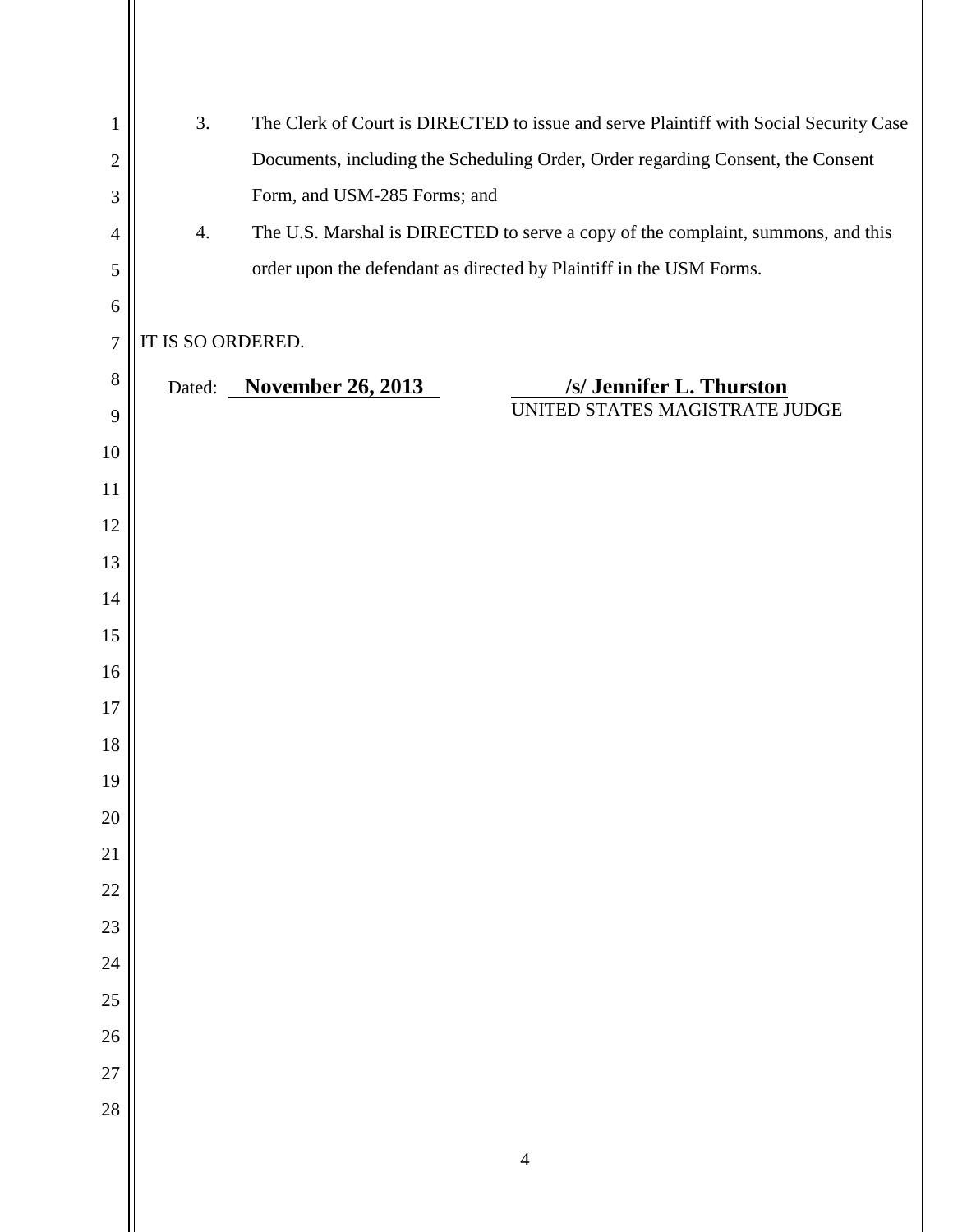3. The Clerk of Court is DIRECTED to issue and serve Plaintiff with Social Security Case Documents, including the Scheduling Order, Order regarding Consent, the Consent Form, and USM-285 Forms; and

4. The U.S. Marshal is DIRECTED to serve a copy of the complaint, summons, and this order upon the defendant as directed by Plaintiff in the USM Forms.

IT IS SO ORDERED.

Dated: **November 26, 2013**

**/s/ Jennifer L. Thurston**
UNITED STATES MAGISTRATE JUDGE